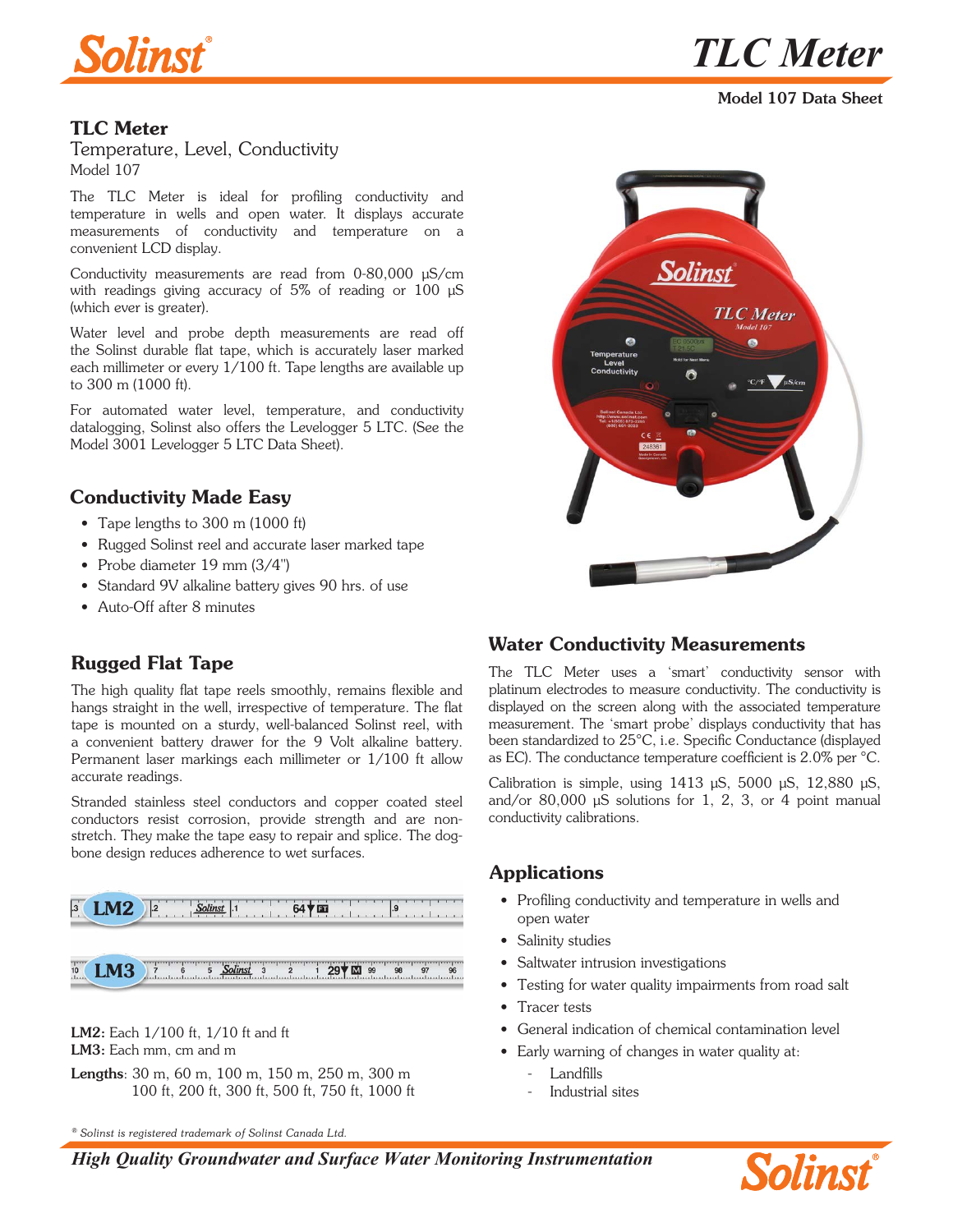# TLC Meter

**Model 107 Data Sheet**

## TLC Meter

Temperature, Level, Conductivity
Model 107

The TLC Meter is ideal for profiling conductivity and temperature in wells and open water. It displays accurate measurements of conductivity and temperature on a convenient LCD display.

Conductivity measurements are read from 0-80,000 µS/cm with readings giving accuracy of 5% of reading or 100 µS (which ever is greater).

Water level and probe depth measurements are read off the Solinst durable flat tape, which is accurately laser marked each millimeter or every 1/100 ft. Tape lengths are available up to 300 m (1000 ft).

For automated water level, temperature, and conductivity datalogging, Solinst also offers the Levelogger 5 LTC. (See the Model 3001 Levelogger 5 LTC Data Sheet).

## Conductivity Made Easy

- Tape lengths to 300 m (1000 ft)
- Rugged Solinst reel and accurate laser marked tape
- Probe diameter 19 mm (3/4")
- Standard 9V alkaline battery gives 90 hrs. of use
- Auto-Off after 8 minutes

## Rugged Flat Tape

The high quality flat tape reels smoothly, remains flexible and hangs straight in the well, irrespective of temperature. The flat tape is mounted on a sturdy, well-balanced Solinst reel, with a convenient battery drawer for the 9 Volt alkaline battery. Permanent laser markings each millimeter or 1/100 ft allow accurate readings.

Stranded stainless steel conductors and copper coated steel conductors resist corrosion, provide strength and are non-stretch. They make the tape easy to repair and splice. The dog-bone design reduces adherence to wet surfaces.

**LM2:** Each 1/100 ft, 1/10 ft and ft
**LM3:** Each mm, cm and m

**Lengths**: 30 m, 60 m, 100 m, 150 m, 250 m, 300 m
100 ft, 200 ft, 300 ft, 500 ft, 750 ft, 1000 ft

## Water Conductivity Measurements

The TLC Meter uses a 'smart' conductivity sensor with platinum electrodes to measure conductivity. The conductivity is displayed on the screen along with the associated temperature measurement. The 'smart probe' displays conductivity that has been standardized to 25°C, i.e. Specific Conductance (displayed as EC). The conductance temperature coefficient is 2.0% per °C.

Calibration is simple, using 1413 µS, 5000 µS, 12,880 µS, and/or 80,000 µS solutions for 1, 2, 3, or 4 point manual conductivity calibrations.

## Applications

- Profiling conductivity and temperature in wells and open water
- Salinity studies
- Saltwater intrusion investigations
- Testing for water quality impairments from road salt
- Tracer tests
- General indication of chemical contamination level
- Early warning of changes in water quality at:
  - Landfills
  - Industrial sites

® *Solinst is registered trademark of Solinst Canada Ltd.*

***High Quality Groundwater and Surface Water Monitoring Instrumentation***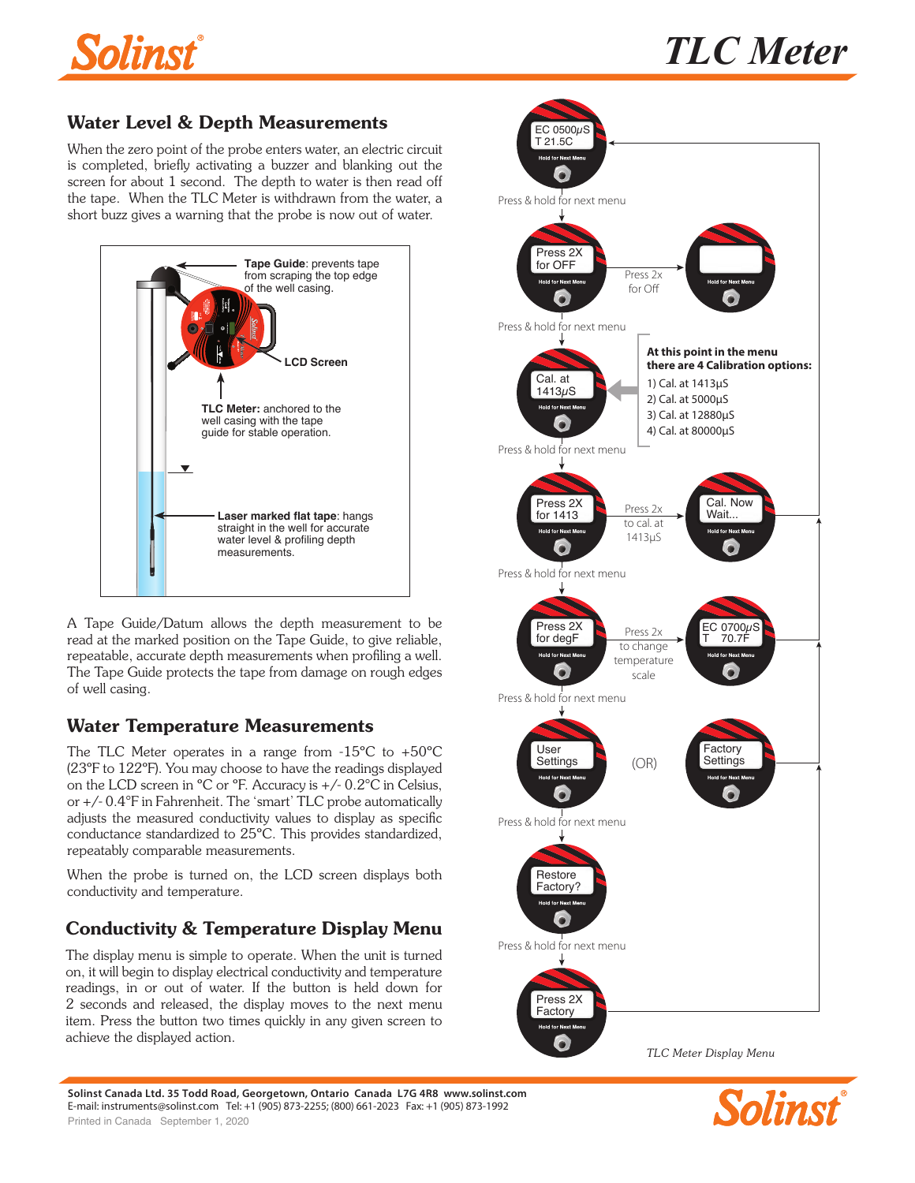## Water Level & Depth Measurements

When the zero point of the probe enters water, an electric circuit is completed, briefly activating a buzzer and blanking out the screen for about 1 second. The depth to water is then read off the tape. When the TLC Meter is withdrawn from the water, a short buzz gives a warning that the probe is now out of water.

**Tape Guide**: prevents tape from scraping the top edge of the well casing.

**LCD Screen**

**TLC Meter:** anchored to the well casing with the tape guide for stable operation.

**Laser marked flat tape**: hangs straight in the well for accurate water level & profiling depth measurements.

A Tape Guide/Datum allows the depth measurement to be read at the marked position on the Tape Guide, to give reliable, repeatable, accurate depth measurements when profiling a well. The Tape Guide protects the tape from damage on rough edges of well casing.

## Water Temperature Measurements

The TLC Meter operates in a range from -15°C to +50°C (23°F to 122°F). You may choose to have the readings displayed on the LCD screen in °C or °F. Accuracy is +/- 0.2°C in Celsius, or +/- 0.4°F in Fahrenheit. The 'smart' TLC probe automatically adjusts the measured conductivity values to display as specific conductance standardized to 25°C. This provides standardized, repeatably comparable measurements.

When the probe is turned on, the LCD screen displays both conductivity and temperature.

## Conductivity & Temperature Display Menu

The display menu is simple to operate. When the unit is turned on, it will begin to display electrical conductivity and temperature readings, in or out of water. If the button is held down for 2 seconds and released, the display moves to the next menu item. Press the button two times quickly in any given screen to achieve the displayed action.

EC 0500μS
T 21.5C

Press & hold for next menu

Press 2X for OFF — Press 2x for Off

Press & hold for next menu

Cal. at 1413μS

**At this point in the menu there are 4 Calibration options:**

1) Cal. at 1413μS
2) Cal. at 5000μS
3) Cal. at 12880μS
4) Cal. at 80000μS

Press & hold for next menu

Press 2X for 1413 — Press 2x to cal. at 1413μS — Cal. Now Wait...

Press & hold for next menu

Press 2X for degF — Press 2x to change temperature scale — EC 0700μS T 70.7F

Press & hold for next menu

User Settings (OR) Factory Settings

Press & hold for next menu

Restore Factory?

Press & hold for next menu

Press 2X Factory

Hold for Next Menu

*TLC Meter Display Menu*